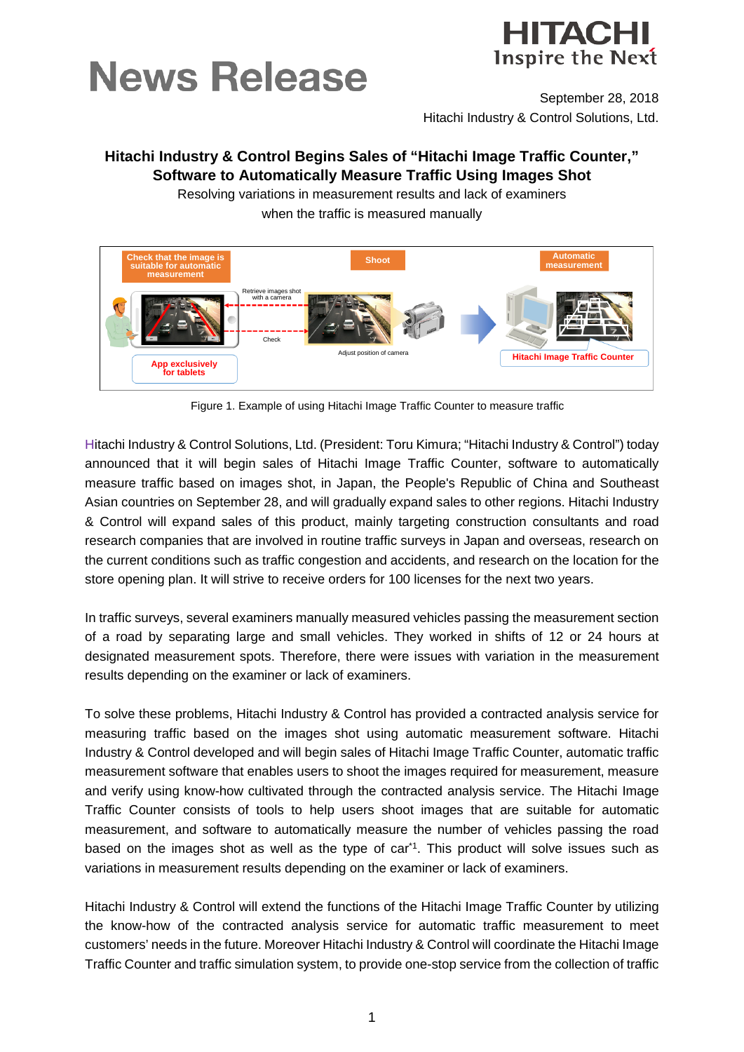# News Release

September 28, 2018
Hitachi Industry & Control Solutions, Ltd.

## Hitachi Industry & Control Begins Sales of “Hitachi Image Traffic Counter,” Software to Automatically Measure Traffic Using Images Shot

Resolving variations in measurement results and lack of examiners when the traffic is measured manually

Figure 1. Example of using Hitachi Image Traffic Counter to measure traffic

Hitachi Industry & Control Solutions, Ltd. (President: Toru Kimura; “Hitachi Industry & Control”) today announced that it will begin sales of Hitachi Image Traffic Counter, software to automatically measure traffic based on images shot, in Japan, the People's Republic of China and Southeast Asian countries on September 28, and will gradually expand sales to other regions. Hitachi Industry & Control will expand sales of this product, mainly targeting construction consultants and road research companies that are involved in routine traffic surveys in Japan and overseas, research on the current conditions such as traffic congestion and accidents, and research on the location for the store opening plan. It will strive to receive orders for 100 licenses for the next two years.

In traffic surveys, several examiners manually measured vehicles passing the measurement section of a road by separating large and small vehicles. They worked in shifts of 12 or 24 hours at designated measurement spots. Therefore, there were issues with variation in the measurement results depending on the examiner or lack of examiners.

To solve these problems, Hitachi Industry & Control has provided a contracted analysis service for measuring traffic based on the images shot using automatic measurement software. Hitachi Industry & Control developed and will begin sales of Hitachi Image Traffic Counter, automatic traffic measurement software that enables users to shoot the images required for measurement, measure and verify using know-how cultivated through the contracted analysis service. The Hitachi Image Traffic Counter consists of tools to help users shoot images that are suitable for automatic measurement, and software to automatically measure the number of vehicles passing the road based on the images shot as well as the type of car[*1]. This product will solve issues such as variations in measurement results depending on the examiner or lack of examiners.

Hitachi Industry & Control will extend the functions of the Hitachi Image Traffic Counter by utilizing the know-how of the contracted analysis service for automatic traffic measurement to meet customers’ needs in the future. Moreover Hitachi Industry & Control will coordinate the Hitachi Image Traffic Counter and traffic simulation system, to provide one-stop service from the collection of traffic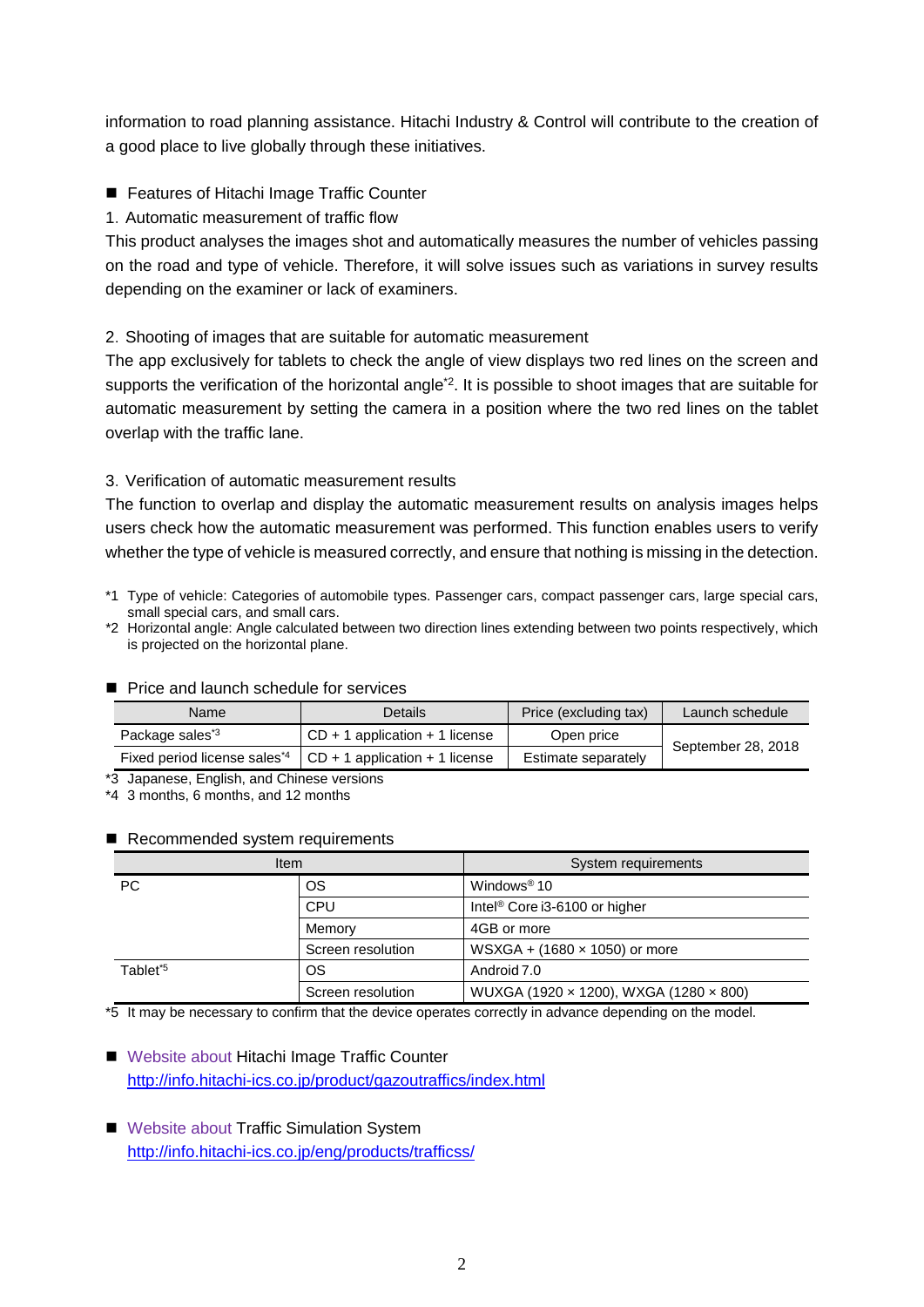information to road planning assistance. Hitachi Industry & Control will contribute to the creation of a good place to live globally through these initiatives.

■ Features of Hitachi Image Traffic Counter

1. Automatic measurement of traffic flow

This product analyses the images shot and automatically measures the number of vehicles passing on the road and type of vehicle. Therefore, it will solve issues such as variations in survey results depending on the examiner or lack of examiners.

2. Shooting of images that are suitable for automatic measurement

The app exclusively for tablets to check the angle of view displays two red lines on the screen and supports the verification of the horizontal angle[*2]. It is possible to shoot images that are suitable for automatic measurement by setting the camera in a position where the two red lines on the tablet overlap with the traffic lane.

3. Verification of automatic measurement results

The function to overlap and display the automatic measurement results on analysis images helps users check how the automatic measurement was performed. This function enables users to verify whether the type of vehicle is measured correctly, and ensure that nothing is missing in the detection.

*1 Type of vehicle: Categories of automobile types. Passenger cars, compact passenger cars, large special cars, small special cars, and small cars.

*2 Horizontal angle: Angle calculated between two direction lines extending between two points respectively, which is projected on the horizontal plane.

■ Price and launch schedule for services

| Name | Details | Price (excluding tax) | Launch schedule |
|---|---|---|---|
| Package sales[*3] | CD + 1 application + 1 license | Open price | September 28, 2018 |
| Fixed period license sales[*4] | CD + 1 application + 1 license | Estimate separately | |

*3 Japanese, English, and Chinese versions

*4 3 months, 6 months, and 12 months

■ Recommended system requirements

| Item | | System requirements |
|---|---|---|
| PC | OS | Windows® 10 |
| | CPU | Intel® Core i3-6100 or higher |
| | Memory | 4GB or more |
| | Screen resolution | WSXGA + (1680 × 1050) or more |
| Tablet[*5] | OS | Android 7.0 |
| | Screen resolution | WUXGA (1920 × 1200), WXGA (1280 × 800) |

*5 It may be necessary to confirm that the device operates correctly in advance depending on the model.

■ Website about Hitachi Image Traffic Counter
http://info.hitachi-ics.co.jp/product/gazoutraffics/index.html

■ Website about Traffic Simulation System
http://info.hitachi-ics.co.jp/eng/products/trafficss/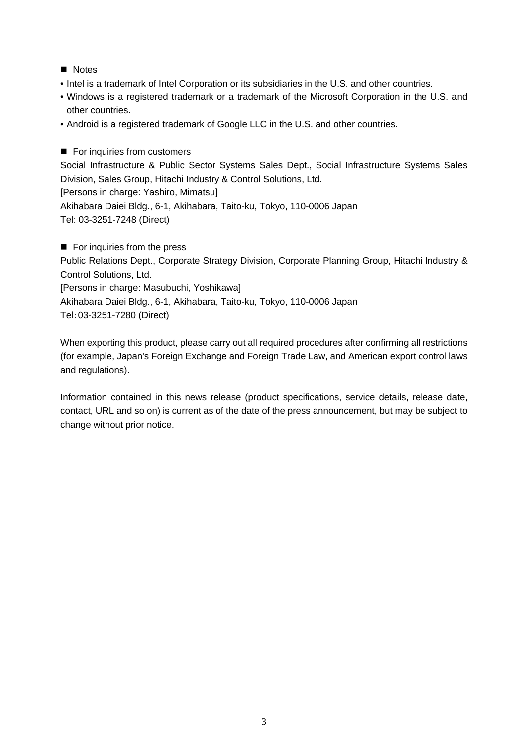■ Notes

- Intel is a trademark of Intel Corporation or its subsidiaries in the U.S. and other countries.
- Windows is a registered trademark or a trademark of the Microsoft Corporation in the U.S. and other countries.
- Android is a registered trademark of Google LLC in the U.S. and other countries.

■ For inquiries from customers

Social Infrastructure & Public Sector Systems Sales Dept., Social Infrastructure Systems Sales Division, Sales Group, Hitachi Industry & Control Solutions, Ltd.
[Persons in charge: Yashiro, Mimatsu]
Akihabara Daiei Bldg., 6-1, Akihabara, Taito-ku, Tokyo, 110-0006 Japan
Tel: 03-3251-7248 (Direct)

■ For inquiries from the press

Public Relations Dept., Corporate Strategy Division, Corporate Planning Group, Hitachi Industry & Control Solutions, Ltd.
[Persons in charge: Masubuchi, Yoshikawa]
Akihabara Daiei Bldg., 6-1, Akihabara, Taito-ku, Tokyo, 110-0006 Japan
Tel：03-3251-7280 (Direct)

When exporting this product, please carry out all required procedures after confirming all restrictions (for example, Japan's Foreign Exchange and Foreign Trade Law, and American export control laws and regulations).

Information contained in this news release (product specifications, service details, release date, contact, URL and so on) is current as of the date of the press announcement, but may be subject to change without prior notice.